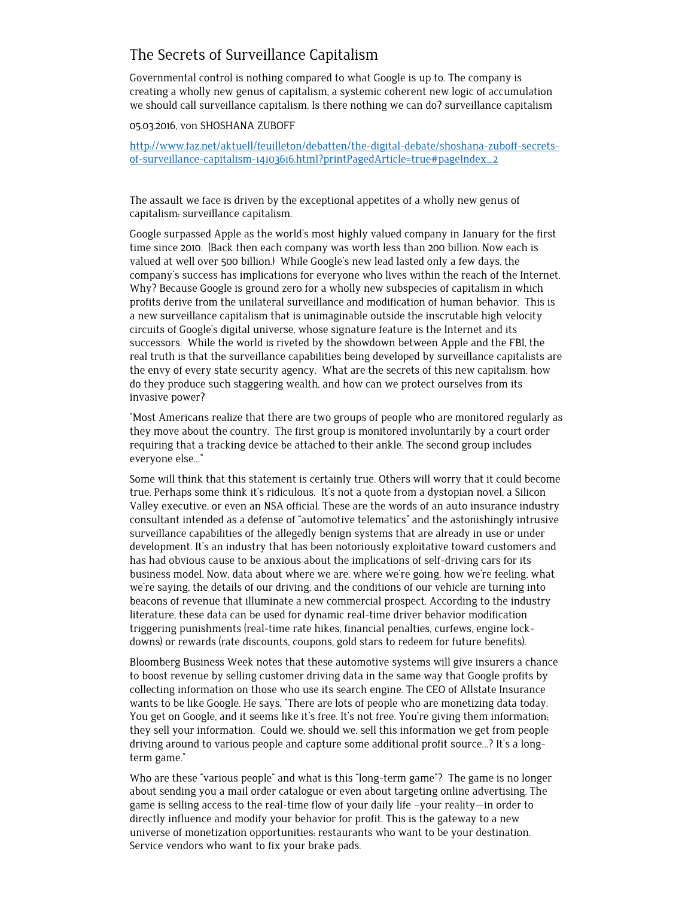# The Secrets of Surveillance Capitalism

Governmental control is nothing compared to what Google is up to. The company is creating a wholly new genus of capitalism, a systemic coherent new logic of accumulation we should call surveillance capitalism. Is there nothing we can do? surveillance capitalism

05.03.2016, von SHOSHANA ZUBOFF

http://www.faz.net/aktuell/feuilleton/debatten/the-digital-debate/shoshana-zuboff-secrets-of-surveillance-capitalism-14103616.html?printPagedArticle=true#pageIndex_2

The assault we face is driven by the exceptional appetites of a wholly new genus of capitalism: surveillance capitalism.

Google surpassed Apple as the world's most highly valued company in January for the first time since 2010. (Back then each company was worth less than 200 billion. Now each is valued at well over 500 billion.) While Google's new lead lasted only a few days, the company's success has implications for everyone who lives within the reach of the Internet. Why? Because Google is ground zero for a wholly new subspecies of capitalism in which profits derive from the unilateral surveillance and modification of human behavior. This is a new surveillance capitalism that is unimaginable outside the inscrutable high velocity circuits of Google's digital universe, whose signature feature is the Internet and its successors. While the world is riveted by the showdown between Apple and the FBI, the real truth is that the surveillance capabilities being developed by surveillance capitalists are the envy of every state security agency. What are the secrets of this new capitalism, how do they produce such staggering wealth, and how can we protect ourselves from its invasive power?

"Most Americans realize that there are two groups of people who are monitored regularly as they move about the country. The first group is monitored involuntarily by a court order requiring that a tracking device be attached to their ankle. The second group includes everyone else…"

Some will think that this statement is certainly true. Others will worry that it could become true. Perhaps some think it's ridiculous. It's not a quote from a dystopian novel, a Silicon Valley executive, or even an NSA official. These are the words of an auto insurance industry consultant intended as a defense of "automotive telematics" and the astonishingly intrusive surveillance capabilities of the allegedly benign systems that are already in use or under development. It's an industry that has been notoriously exploitative toward customers and has had obvious cause to be anxious about the implications of self-driving cars for its business model. Now, data about where we are, where we're going, how we're feeling, what we're saying, the details of our driving, and the conditions of our vehicle are turning into beacons of revenue that illuminate a new commercial prospect. According to the industry literature, these data can be used for dynamic real-time driver behavior modification triggering punishments (real-time rate hikes, financial penalties, curfews, engine lock-downs) or rewards (rate discounts, coupons, gold stars to redeem for future benefits).

Bloomberg Business Week notes that these automotive systems will give insurers a chance to boost revenue by selling customer driving data in the same way that Google profits by collecting information on those who use its search engine. The CEO of Allstate Insurance wants to be like Google. He says, "There are lots of people who are monetizing data today. You get on Google, and it seems like it's free. It's not free. You're giving them information; they sell your information. Could we, should we, sell this information we get from people driving around to various people and capture some additional profit source…? It's a long-term game."

Who are these "various people" and what is this "long-term game"? The game is no longer about sending you a mail order catalogue or even about targeting online advertising. The game is selling access to the real-time flow of your daily life –your reality—in order to directly influence and modify your behavior for profit. This is the gateway to a new universe of monetization opportunities: restaurants who want to be your destination. Service vendors who want to fix your brake pads.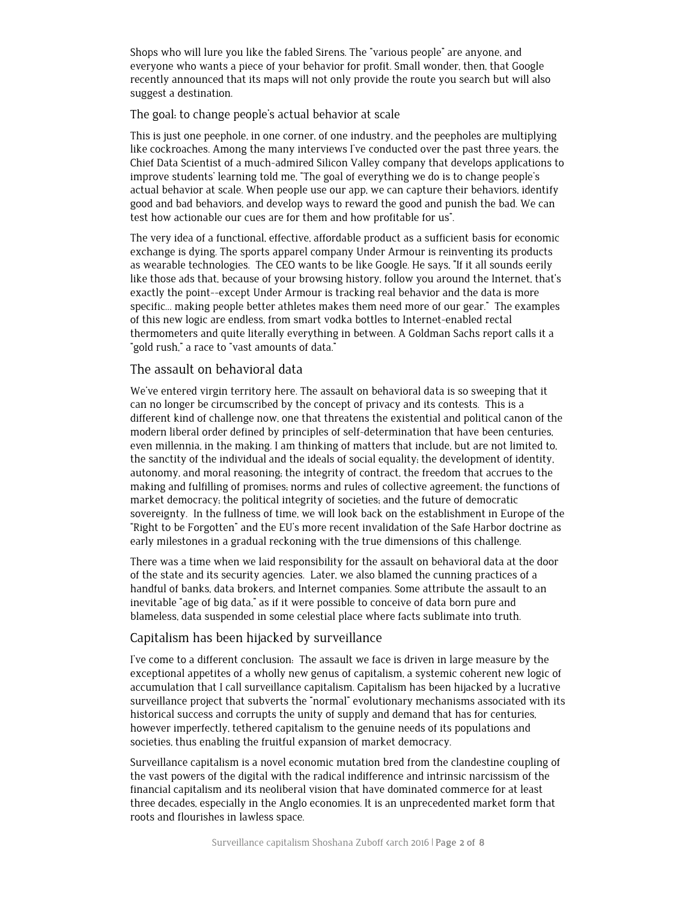Shops who will lure you like the fabled Sirens. The "various people" are anyone, and everyone who wants a piece of your behavior for profit. Small wonder, then, that Google recently announced that its maps will not only provide the route you search but will also suggest a destination.

## The goal: to change people's actual behavior at scale

This is just one peephole, in one corner, of one industry, and the peepholes are multiplying like cockroaches. Among the many interviews I've conducted over the past three years, the Chief Data Scientist of a much-admired Silicon Valley company that develops applications to improve students' learning told me, "The goal of everything we do is to change people's actual behavior at scale. When people use our app, we can capture their behaviors, identify good and bad behaviors, and develop ways to reward the good and punish the bad. We can test how actionable our cues are for them and how profitable for us".

The very idea of a functional, effective, affordable product as a sufficient basis for economic exchange is dying. The sports apparel company Under Armour is reinventing its products as wearable technologies. The CEO wants to be like Google. He says, "If it all sounds eerily like those ads that, because of your browsing history, follow you around the Internet, that's exactly the point--except Under Armour is tracking real behavior and the data is more specific… making people better athletes makes them need more of our gear." The examples of this new logic are endless, from smart vodka bottles to Internet-enabled rectal thermometers and quite literally everything in between. A Goldman Sachs report calls it a "gold rush," a race to "vast amounts of data."

## The assault on behavioral data

We've entered virgin territory here. The assault on behavioral data is so sweeping that it can no longer be circumscribed by the concept of privacy and its contests. This is a different kind of challenge now, one that threatens the existential and political canon of the modern liberal order defined by principles of self-determination that have been centuries, even millennia, in the making. I am thinking of matters that include, but are not limited to, the sanctity of the individual and the ideals of social equality; the development of identity, autonomy, and moral reasoning; the integrity of contract, the freedom that accrues to the making and fulfilling of promises; norms and rules of collective agreement; the functions of market democracy; the political integrity of societies; and the future of democratic sovereignty. In the fullness of time, we will look back on the establishment in Europe of the "Right to be Forgotten" and the EU's more recent invalidation of the Safe Harbor doctrine as early milestones in a gradual reckoning with the true dimensions of this challenge.

There was a time when we laid responsibility for the assault on behavioral data at the door of the state and its security agencies. Later, we also blamed the cunning practices of a handful of banks, data brokers, and Internet companies. Some attribute the assault to an inevitable "age of big data," as if it were possible to conceive of data born pure and blameless, data suspended in some celestial place where facts sublimate into truth.

## Capitalism has been hijacked by surveillance

I've come to a different conclusion: The assault we face is driven in large measure by the exceptional appetites of a wholly new genus of capitalism, a systemic coherent new logic of accumulation that I call surveillance capitalism. Capitalism has been hijacked by a lucrative surveillance project that subverts the "normal" evolutionary mechanisms associated with its historical success and corrupts the unity of supply and demand that has for centuries, however imperfectly, tethered capitalism to the genuine needs of its populations and societies, thus enabling the fruitful expansion of market democracy.

Surveillance capitalism is a novel economic mutation bred from the clandestine coupling of the vast powers of the digital with the radical indifference and intrinsic narcissism of the financial capitalism and its neoliberal vision that have dominated commerce for at least three decades, especially in the Anglo economies. It is an unprecedented market form that roots and flourishes in lawless space.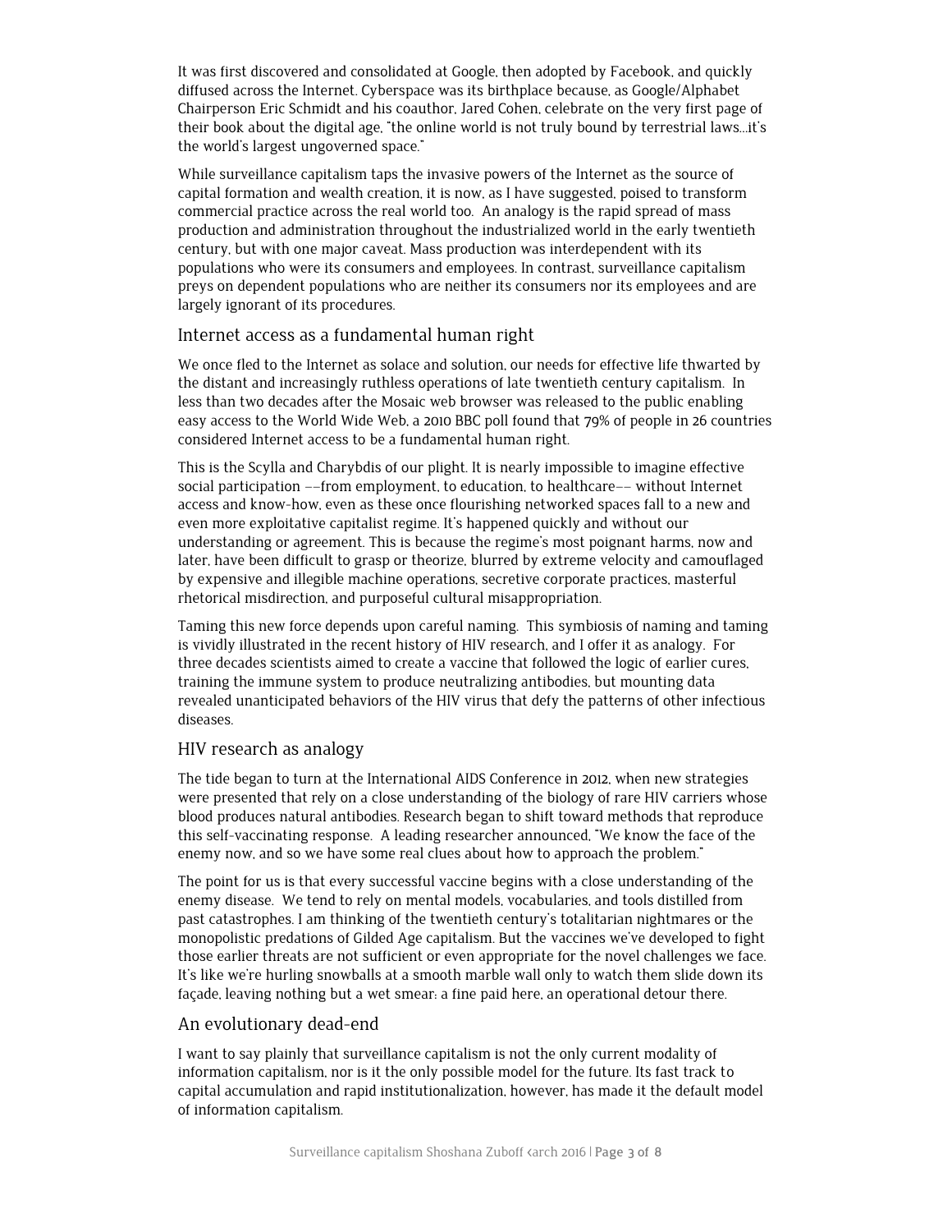It was first discovered and consolidated at Google, then adopted by Facebook, and quickly diffused across the Internet. Cyberspace was its birthplace because, as Google/Alphabet Chairperson Eric Schmidt and his coauthor, Jared Cohen, celebrate on the very first page of their book about the digital age, "the online world is not truly bound by terrestrial laws…it's the world's largest ungoverned space."

While surveillance capitalism taps the invasive powers of the Internet as the source of capital formation and wealth creation, it is now, as I have suggested, poised to transform commercial practice across the real world too. An analogy is the rapid spread of mass production and administration throughout the industrialized world in the early twentieth century, but with one major caveat. Mass production was interdependent with its populations who were its consumers and employees. In contrast, surveillance capitalism preys on dependent populations who are neither its consumers nor its employees and are largely ignorant of its procedures.

## Internet access as a fundamental human right

We once fled to the Internet as solace and solution, our needs for effective life thwarted by the distant and increasingly ruthless operations of late twentieth century capitalism. In less than two decades after the Mosaic web browser was released to the public enabling easy access to the World Wide Web, a 2010 BBC poll found that 79% of people in 26 countries considered Internet access to be a fundamental human right.

This is the Scylla and Charybdis of our plight. It is nearly impossible to imagine effective social participation ––from employment, to education, to healthcare–– without Internet access and know-how, even as these once flourishing networked spaces fall to a new and even more exploitative capitalist regime. It's happened quickly and without our understanding or agreement. This is because the regime's most poignant harms, now and later, have been difficult to grasp or theorize, blurred by extreme velocity and camouflaged by expensive and illegible machine operations, secretive corporate practices, masterful rhetorical misdirection, and purposeful cultural misappropriation.

Taming this new force depends upon careful naming. This symbiosis of naming and taming is vividly illustrated in the recent history of HIV research, and I offer it as analogy. For three decades scientists aimed to create a vaccine that followed the logic of earlier cures, training the immune system to produce neutralizing antibodies, but mounting data revealed unanticipated behaviors of the HIV virus that defy the patterns of other infectious diseases.

## HIV research as analogy

The tide began to turn at the International AIDS Conference in 2012, when new strategies were presented that rely on a close understanding of the biology of rare HIV carriers whose blood produces natural antibodies. Research began to shift toward methods that reproduce this self-vaccinating response. A leading researcher announced, "We know the face of the enemy now, and so we have some real clues about how to approach the problem."

The point for us is that every successful vaccine begins with a close understanding of the enemy disease. We tend to rely on mental models, vocabularies, and tools distilled from past catastrophes. I am thinking of the twentieth century's totalitarian nightmares or the monopolistic predations of Gilded Age capitalism. But the vaccines we've developed to fight those earlier threats are not sufficient or even appropriate for the novel challenges we face. It's like we're hurling snowballs at a smooth marble wall only to watch them slide down its façade, leaving nothing but a wet smear: a fine paid here, an operational detour there.

## An evolutionary dead-end

I want to say plainly that surveillance capitalism is not the only current modality of information capitalism, nor is it the only possible model for the future. Its fast track to capital accumulation and rapid institutionalization, however, has made it the default model of information capitalism.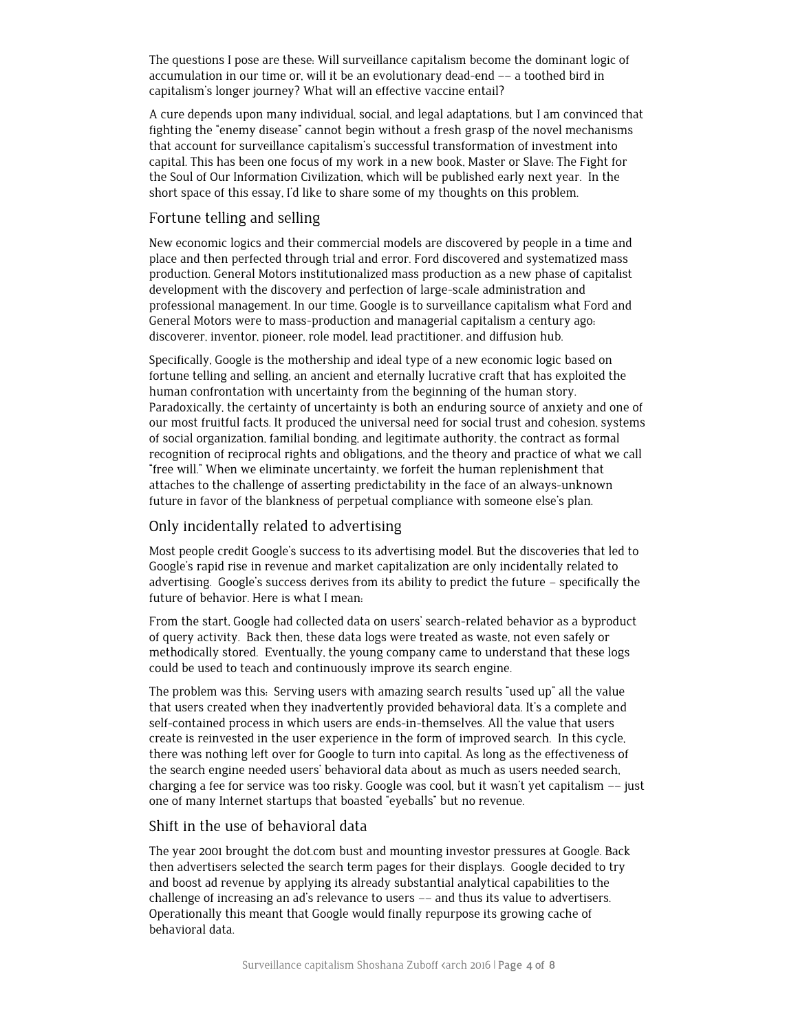The questions I pose are these: Will surveillance capitalism become the dominant logic of accumulation in our time or, will it be an evolutionary dead-end –– a toothed bird in capitalism's longer journey? What will an effective vaccine entail?

A cure depends upon many individual, social, and legal adaptations, but I am convinced that fighting the "enemy disease" cannot begin without a fresh grasp of the novel mechanisms that account for surveillance capitalism's successful transformation of investment into capital. This has been one focus of my work in a new book, Master or Slave: The Fight for the Soul of Our Information Civilization, which will be published early next year. In the short space of this essay, I'd like to share some of my thoughts on this problem.

## Fortune telling and selling

New economic logics and their commercial models are discovered by people in a time and place and then perfected through trial and error. Ford discovered and systematized mass production. General Motors institutionalized mass production as a new phase of capitalist development with the discovery and perfection of large-scale administration and professional management. In our time, Google is to surveillance capitalism what Ford and General Motors were to mass-production and managerial capitalism a century ago: discoverer, inventor, pioneer, role model, lead practitioner, and diffusion hub.

Specifically, Google is the mothership and ideal type of a new economic logic based on fortune telling and selling, an ancient and eternally lucrative craft that has exploited the human confrontation with uncertainty from the beginning of the human story. Paradoxically, the certainty of uncertainty is both an enduring source of anxiety and one of our most fruitful facts. It produced the universal need for social trust and cohesion, systems of social organization, familial bonding, and legitimate authority, the contract as formal recognition of reciprocal rights and obligations, and the theory and practice of what we call "free will." When we eliminate uncertainty, we forfeit the human replenishment that attaches to the challenge of asserting predictability in the face of an always-unknown future in favor of the blankness of perpetual compliance with someone else's plan.

## Only incidentally related to advertising

Most people credit Google's success to its advertising model. But the discoveries that led to Google's rapid rise in revenue and market capitalization are only incidentally related to advertising. Google's success derives from its ability to predict the future – specifically the future of behavior. Here is what I mean:

From the start, Google had collected data on users' search-related behavior as a byproduct of query activity. Back then, these data logs were treated as waste, not even safely or methodically stored. Eventually, the young company came to understand that these logs could be used to teach and continuously improve its search engine.

The problem was this: Serving users with amazing search results "used up" all the value that users created when they inadvertently provided behavioral data. It's a complete and self-contained process in which users are ends-in-themselves. All the value that users create is reinvested in the user experience in the form of improved search. In this cycle, there was nothing left over for Google to turn into capital. As long as the effectiveness of the search engine needed users' behavioral data about as much as users needed search, charging a fee for service was too risky. Google was cool, but it wasn't yet capitalism –– just one of many Internet startups that boasted "eyeballs" but no revenue.

## Shift in the use of behavioral data

The year 2001 brought the dot.com bust and mounting investor pressures at Google. Back then advertisers selected the search term pages for their displays. Google decided to try and boost ad revenue by applying its already substantial analytical capabilities to the challenge of increasing an ad's relevance to users –– and thus its value to advertisers. Operationally this meant that Google would finally repurpose its growing cache of behavioral data.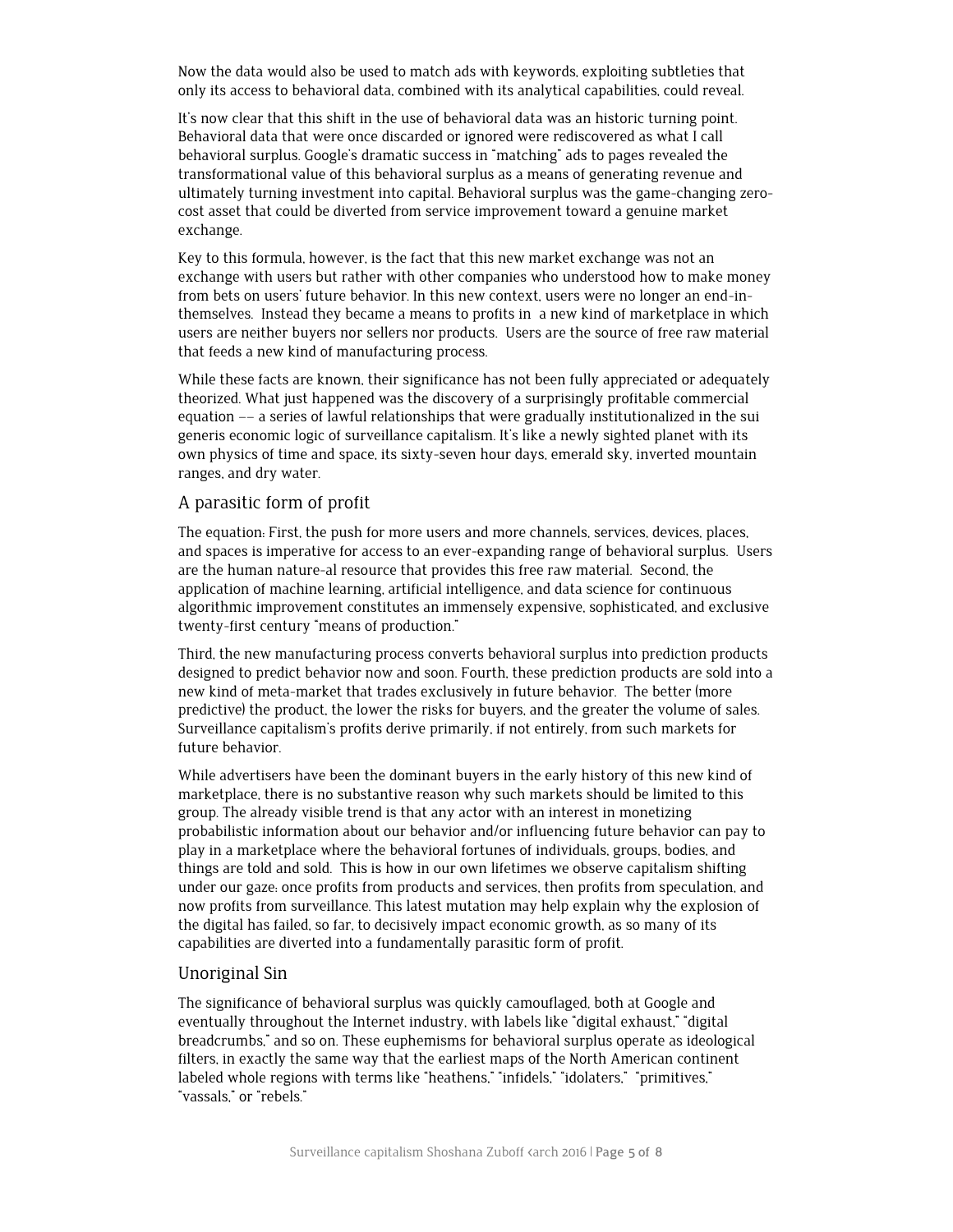Now the data would also be used to match ads with keywords, exploiting subtleties that only its access to behavioral data, combined with its analytical capabilities, could reveal.

It's now clear that this shift in the use of behavioral data was an historic turning point. Behavioral data that were once discarded or ignored were rediscovered as what I call behavioral surplus. Google's dramatic success in "matching" ads to pages revealed the transformational value of this behavioral surplus as a means of generating revenue and ultimately turning investment into capital. Behavioral surplus was the game-changing zero-cost asset that could be diverted from service improvement toward a genuine market exchange.

Key to this formula, however, is the fact that this new market exchange was not an exchange with users but rather with other companies who understood how to make money from bets on users' future behavior. In this new context, users were no longer an end-in-themselves. Instead they became a means to profits in a new kind of marketplace in which users are neither buyers nor sellers nor products. Users are the source of free raw material that feeds a new kind of manufacturing process.

While these facts are known, their significance has not been fully appreciated or adequately theorized. What just happened was the discovery of a surprisingly profitable commercial equation –– a series of lawful relationships that were gradually institutionalized in the sui generis economic logic of surveillance capitalism. It's like a newly sighted planet with its own physics of time and space, its sixty-seven hour days, emerald sky, inverted mountain ranges, and dry water.

## A parasitic form of profit

The equation: First, the push for more users and more channels, services, devices, places, and spaces is imperative for access to an ever-expanding range of behavioral surplus. Users are the human nature-al resource that provides this free raw material. Second, the application of machine learning, artificial intelligence, and data science for continuous algorithmic improvement constitutes an immensely expensive, sophisticated, and exclusive twenty-first century "means of production."

Third, the new manufacturing process converts behavioral surplus into prediction products designed to predict behavior now and soon. Fourth, these prediction products are sold into a new kind of meta-market that trades exclusively in future behavior. The better (more predictive) the product, the lower the risks for buyers, and the greater the volume of sales. Surveillance capitalism's profits derive primarily, if not entirely, from such markets for future behavior.

While advertisers have been the dominant buyers in the early history of this new kind of marketplace, there is no substantive reason why such markets should be limited to this group. The already visible trend is that any actor with an interest in monetizing probabilistic information about our behavior and/or influencing future behavior can pay to play in a marketplace where the behavioral fortunes of individuals, groups, bodies, and things are told and sold. This is how in our own lifetimes we observe capitalism shifting under our gaze: once profits from products and services, then profits from speculation, and now profits from surveillance. This latest mutation may help explain why the explosion of the digital has failed, so far, to decisively impact economic growth, as so many of its capabilities are diverted into a fundamentally parasitic form of profit.

## Unoriginal Sin

The significance of behavioral surplus was quickly camouflaged, both at Google and eventually throughout the Internet industry, with labels like "digital exhaust," "digital breadcrumbs," and so on. These euphemisms for behavioral surplus operate as ideological filters, in exactly the same way that the earliest maps of the North American continent labeled whole regions with terms like "heathens," "infidels," "idolaters," "primitives," "vassals," or "rebels."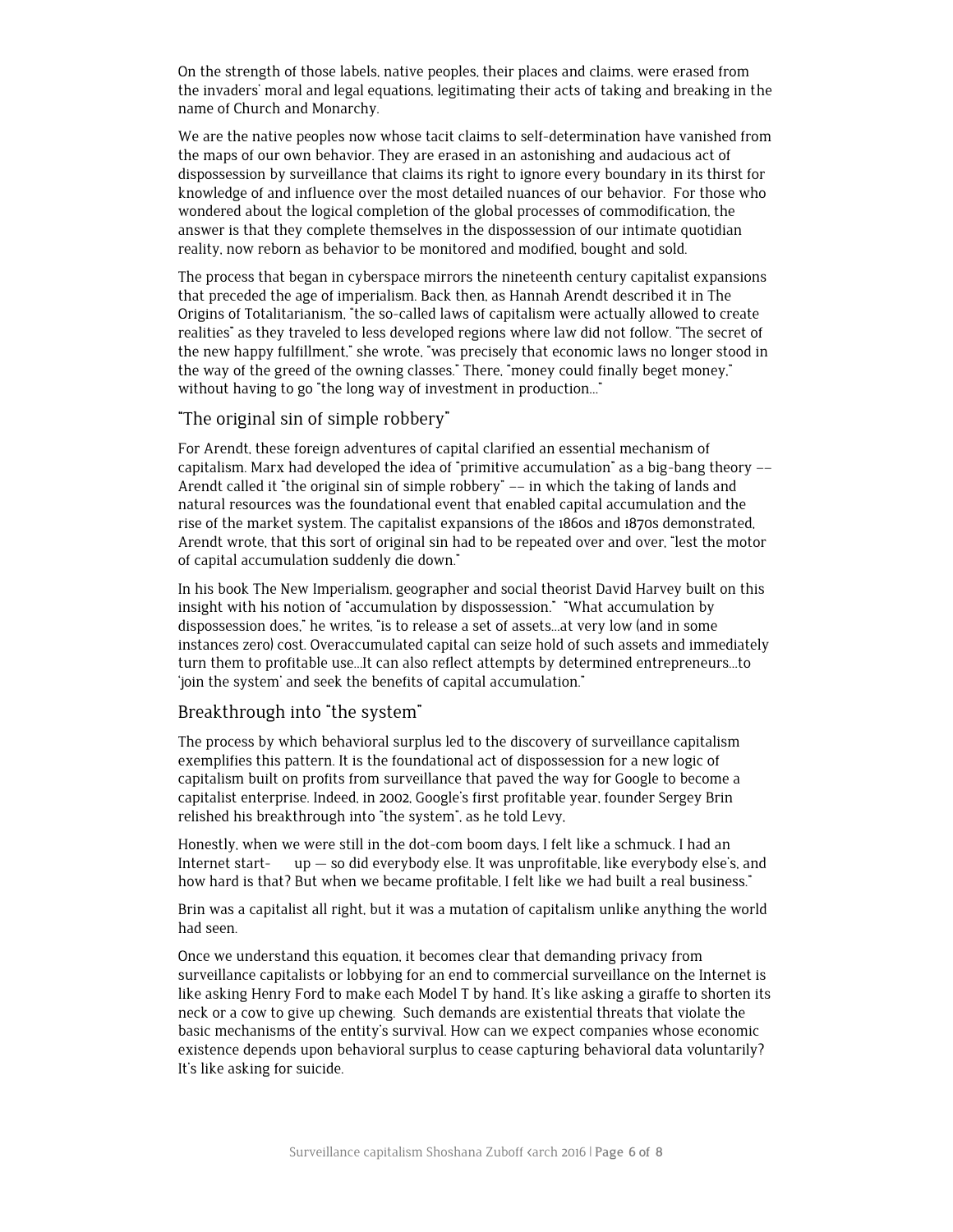On the strength of those labels, native peoples, their places and claims, were erased from the invaders' moral and legal equations, legitimating their acts of taking and breaking in the name of Church and Monarchy.

We are the native peoples now whose tacit claims to self-determination have vanished from the maps of our own behavior. They are erased in an astonishing and audacious act of dispossession by surveillance that claims its right to ignore every boundary in its thirst for knowledge of and influence over the most detailed nuances of our behavior. For those who wondered about the logical completion of the global processes of commodification, the answer is that they complete themselves in the dispossession of our intimate quotidian reality, now reborn as behavior to be monitored and modified, bought and sold.

The process that began in cyberspace mirrors the nineteenth century capitalist expansions that preceded the age of imperialism. Back then, as Hannah Arendt described it in The Origins of Totalitarianism, "the so-called laws of capitalism were actually allowed to create realities" as they traveled to less developed regions where law did not follow. "The secret of the new happy fulfillment," she wrote, "was precisely that economic laws no longer stood in the way of the greed of the owning classes." There, "money could finally beget money," without having to go "the long way of investment in production..."

## "The original sin of simple robbery"

For Arendt, these foreign adventures of capital clarified an essential mechanism of capitalism. Marx had developed the idea of "primitive accumulation" as a big-bang theory –– Arendt called it "the original sin of simple robbery" –– in which the taking of lands and natural resources was the foundational event that enabled capital accumulation and the rise of the market system. The capitalist expansions of the 1860s and 1870s demonstrated, Arendt wrote, that this sort of original sin had to be repeated over and over, "lest the motor of capital accumulation suddenly die down."

In his book The New Imperialism, geographer and social theorist David Harvey built on this insight with his notion of "accumulation by dispossession." "What accumulation by dispossession does," he writes, "is to release a set of assets...at very low (and in some instances zero) cost. Overaccumulated capital can seize hold of such assets and immediately turn them to profitable use...It can also reflect attempts by determined entrepreneurs...to 'join the system' and seek the benefits of capital accumulation."

## Breakthrough into "the system"

The process by which behavioral surplus led to the discovery of surveillance capitalism exemplifies this pattern. It is the foundational act of dispossession for a new logic of capitalism built on profits from surveillance that paved the way for Google to become a capitalist enterprise. Indeed, in 2002, Google's first profitable year, founder Sergey Brin relished his breakthrough into "the system", as he told Levy,

Honestly, when we were still in the dot-com boom days, I felt like a schmuck. I had an Internet start- up — so did everybody else. It was unprofitable, like everybody else's, and how hard is that? But when we became profitable, I felt like we had built a real business."

Brin was a capitalist all right, but it was a mutation of capitalism unlike anything the world had seen.

Once we understand this equation, it becomes clear that demanding privacy from surveillance capitalists or lobbying for an end to commercial surveillance on the Internet is like asking Henry Ford to make each Model T by hand. It's like asking a giraffe to shorten its neck or a cow to give up chewing. Such demands are existential threats that violate the basic mechanisms of the entity's survival. How can we expect companies whose economic existence depends upon behavioral surplus to cease capturing behavioral data voluntarily? It's like asking for suicide.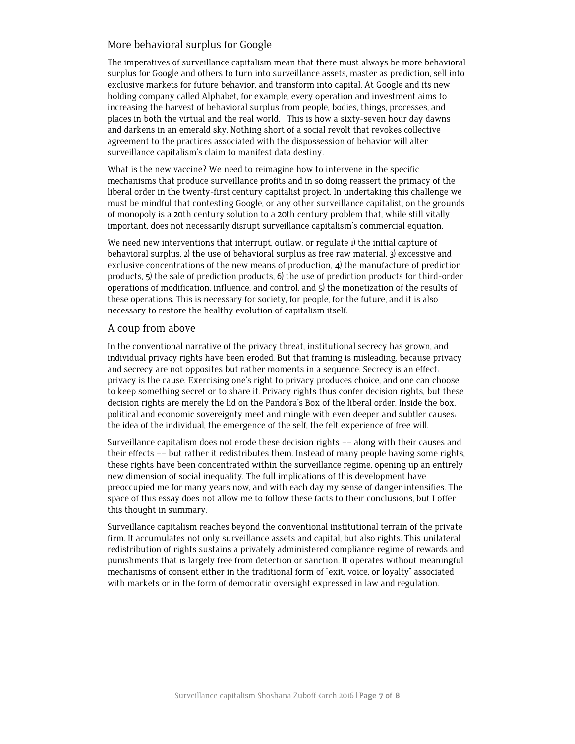## More behavioral surplus for Google

The imperatives of surveillance capitalism mean that there must always be more behavioral surplus for Google and others to turn into surveillance assets, master as prediction, sell into exclusive markets for future behavior, and transform into capital. At Google and its new holding company called Alphabet, for example, every operation and investment aims to increasing the harvest of behavioral surplus from people, bodies, things, processes, and places in both the virtual and the real world. This is how a sixty-seven hour day dawns and darkens in an emerald sky. Nothing short of a social revolt that revokes collective agreement to the practices associated with the dispossession of behavior will alter surveillance capitalism's claim to manifest data destiny.

What is the new vaccine? We need to reimagine how to intervene in the specific mechanisms that produce surveillance profits and in so doing reassert the primacy of the liberal order in the twenty-first century capitalist project. In undertaking this challenge we must be mindful that contesting Google, or any other surveillance capitalist, on the grounds of monopoly is a 20th century solution to a 20th century problem that, while still vitally important, does not necessarily disrupt surveillance capitalism's commercial equation.

We need new interventions that interrupt, outlaw, or regulate 1) the initial capture of behavioral surplus, 2) the use of behavioral surplus as free raw material, 3) excessive and exclusive concentrations of the new means of production, 4) the manufacture of prediction products, 5) the sale of prediction products, 6) the use of prediction products for third-order operations of modification, influence, and control, and 5) the monetization of the results of these operations. This is necessary for society, for people, for the future, and it is also necessary to restore the healthy evolution of capitalism itself.

## A coup from above

In the conventional narrative of the privacy threat, institutional secrecy has grown, and individual privacy rights have been eroded. But that framing is misleading, because privacy and secrecy are not opposites but rather moments in a sequence. Secrecy is an effect; privacy is the cause. Exercising one's right to privacy produces choice, and one can choose to keep something secret or to share it. Privacy rights thus confer decision rights, but these decision rights are merely the lid on the Pandora's Box of the liberal order. Inside the box, political and economic sovereignty meet and mingle with even deeper and subtler causes: the idea of the individual, the emergence of the self, the felt experience of free will.

Surveillance capitalism does not erode these decision rights –– along with their causes and their effects –– but rather it redistributes them. Instead of many people having some rights, these rights have been concentrated within the surveillance regime, opening up an entirely new dimension of social inequality. The full implications of this development have preoccupied me for many years now, and with each day my sense of danger intensifies. The space of this essay does not allow me to follow these facts to their conclusions, but I offer this thought in summary.

Surveillance capitalism reaches beyond the conventional institutional terrain of the private firm. It accumulates not only surveillance assets and capital, but also rights. This unilateral redistribution of rights sustains a privately administered compliance regime of rewards and punishments that is largely free from detection or sanction. It operates without meaningful mechanisms of consent either in the traditional form of "exit, voice, or loyalty" associated with markets or in the form of democratic oversight expressed in law and regulation.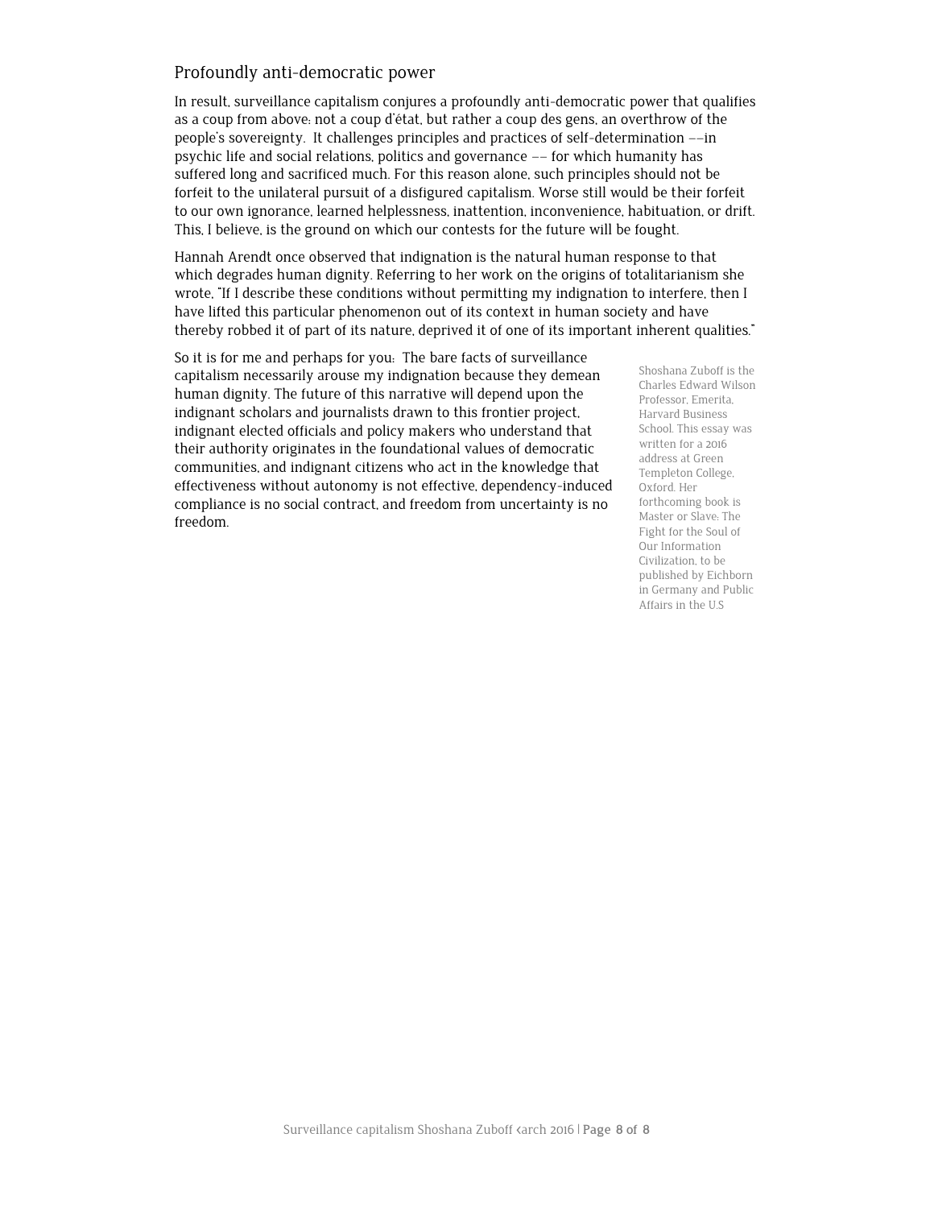## Profoundly anti-democratic power

In result, surveillance capitalism conjures a profoundly anti-democratic power that qualifies as a coup from above: not a coup d'état, but rather a coup des gens, an overthrow of the people's sovereignty. It challenges principles and practices of self-determination ––in psychic life and social relations, politics and governance –– for which humanity has suffered long and sacrificed much. For this reason alone, such principles should not be forfeit to the unilateral pursuit of a disfigured capitalism. Worse still would be their forfeit to our own ignorance, learned helplessness, inattention, inconvenience, habituation, or drift. This, I believe, is the ground on which our contests for the future will be fought.

Hannah Arendt once observed that indignation is the natural human response to that which degrades human dignity. Referring to her work on the origins of totalitarianism she wrote, "If I describe these conditions without permitting my indignation to interfere, then I have lifted this particular phenomenon out of its context in human society and have thereby robbed it of part of its nature, deprived it of one of its important inherent qualities."

So it is for me and perhaps for you: The bare facts of surveillance capitalism necessarily arouse my indignation because they demean human dignity. The future of this narrative will depend upon the indignant scholars and journalists drawn to this frontier project, indignant elected officials and policy makers who understand that their authority originates in the foundational values of democratic communities, and indignant citizens who act in the knowledge that effectiveness without autonomy is not effective, dependency-induced compliance is no social contract, and freedom from uncertainty is no freedom.

Shoshana Zuboff is the Charles Edward Wilson Professor, Emerita, Harvard Business School. This essay was written for a 2016 address at Green Templeton College, Oxford. Her forthcoming book is Master or Slave: The Fight for the Soul of Our Information Civilization, to be published by Eichborn in Germany and Public Affairs in the U.S